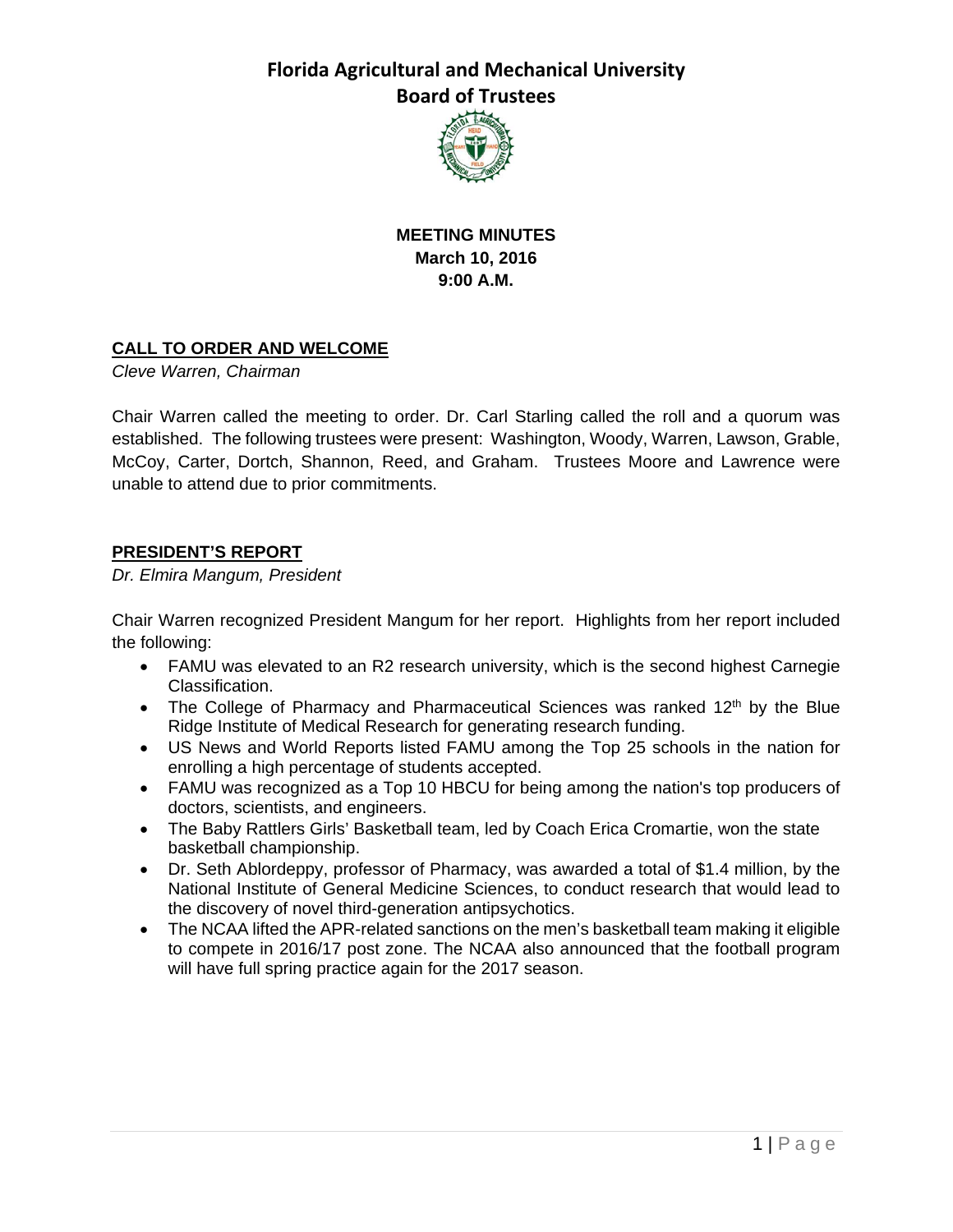# Florida Agricultural and Mechanical University
## Board of Trustees

**MEETING MINUTES**
**March 10, 2016**
**9:00 A.M.**

**CALL TO ORDER AND WELCOME**
*Cleve Warren, Chairman*

Chair Warren called the meeting to order. Dr. Carl Starling called the roll and a quorum was established. The following trustees were present: Washington, Woody, Warren, Lawson, Grable, McCoy, Carter, Dortch, Shannon, Reed, and Graham. Trustees Moore and Lawrence were unable to attend due to prior commitments.

**PRESIDENT'S REPORT**
*Dr. Elmira Mangum, President*

Chair Warren recognized President Mangum for her report. Highlights from her report included the following:

- FAMU was elevated to an R2 research university, which is the second highest Carnegie Classification.
- The College of Pharmacy and Pharmaceutical Sciences was ranked 12th by the Blue Ridge Institute of Medical Research for generating research funding.
- US News and World Reports listed FAMU among the Top 25 schools in the nation for enrolling a high percentage of students accepted.
- FAMU was recognized as a Top 10 HBCU for being among the nation's top producers of doctors, scientists, and engineers.
- The Baby Rattlers Girls' Basketball team, led by Coach Erica Cromartie, won the state basketball championship.
- Dr. Seth Ablordeppy, professor of Pharmacy, was awarded a total of $1.4 million, by the National Institute of General Medicine Sciences, to conduct research that would lead to the discovery of novel third-generation antipsychotics.
- The NCAA lifted the APR-related sanctions on the men's basketball team making it eligible to compete in 2016/17 post zone. The NCAA also announced that the football program will have full spring practice again for the 2017 season.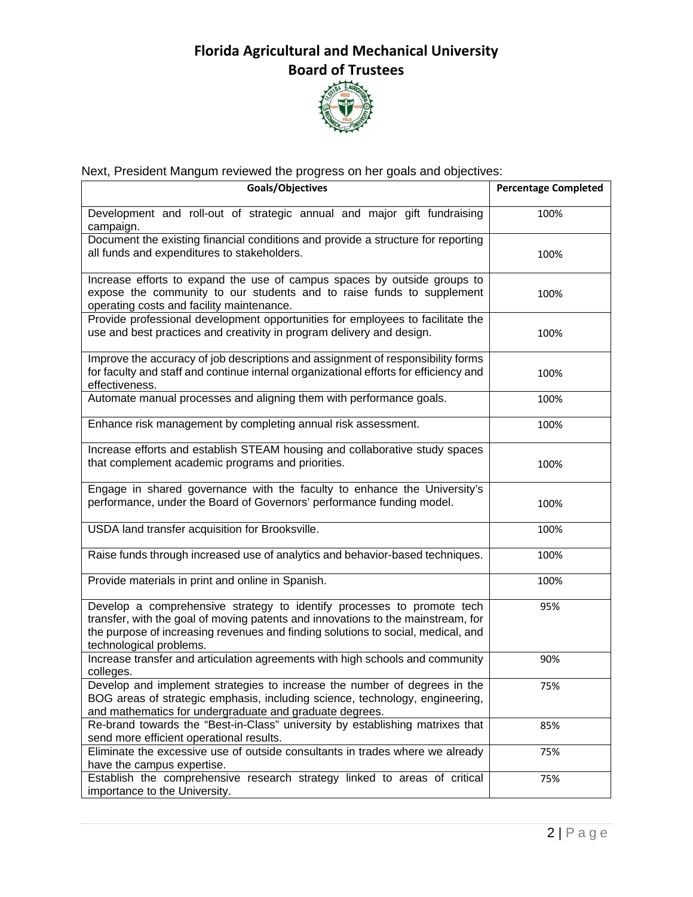# Florida Agricultural and Mechanical University
## Board of Trustees

Next, President Mangum reviewed the progress on her goals and objectives:

| Goals/Objectives | Percentage Completed |
|---|---|
| Development and roll-out of strategic annual and major gift fundraising campaign. | 100% |
| Document the existing financial conditions and provide a structure for reporting all funds and expenditures to stakeholders. | 100% |
| Increase efforts to expand the use of campus spaces by outside groups to expose the community to our students and to raise funds to supplement operating costs and facility maintenance. | 100% |
| Provide professional development opportunities for employees to facilitate the use and best practices and creativity in program delivery and design. | 100% |
| Improve the accuracy of job descriptions and assignment of responsibility forms for faculty and staff and continue internal organizational efforts for efficiency and effectiveness. | 100% |
| Automate manual processes and aligning them with performance goals. | 100% |
| Enhance risk management by completing annual risk assessment. | 100% |
| Increase efforts and establish STEAM housing and collaborative study spaces that complement academic programs and priorities. | 100% |
| Engage in shared governance with the faculty to enhance the University's performance, under the Board of Governors' performance funding model. | 100% |
| USDA land transfer acquisition for Brooksville. | 100% |
| Raise funds through increased use of analytics and behavior-based techniques. | 100% |
| Provide materials in print and online in Spanish. | 100% |
| Develop a comprehensive strategy to identify processes to promote tech transfer, with the goal of moving patents and innovations to the mainstream, for the purpose of increasing revenues and finding solutions to social, medical, and technological problems. | 95% |
| Increase transfer and articulation agreements with high schools and community colleges. | 90% |
| Develop and implement strategies to increase the number of degrees in the BOG areas of strategic emphasis, including science, technology, engineering, and mathematics for undergraduate and graduate degrees. | 75% |
| Re-brand towards the "Best-in-Class" university by establishing matrixes that send more efficient operational results. | 85% |
| Eliminate the excessive use of outside consultants in trades where we already have the campus expertise. | 75% |
| Establish the comprehensive research strategy linked to areas of critical importance to the University. | 75% |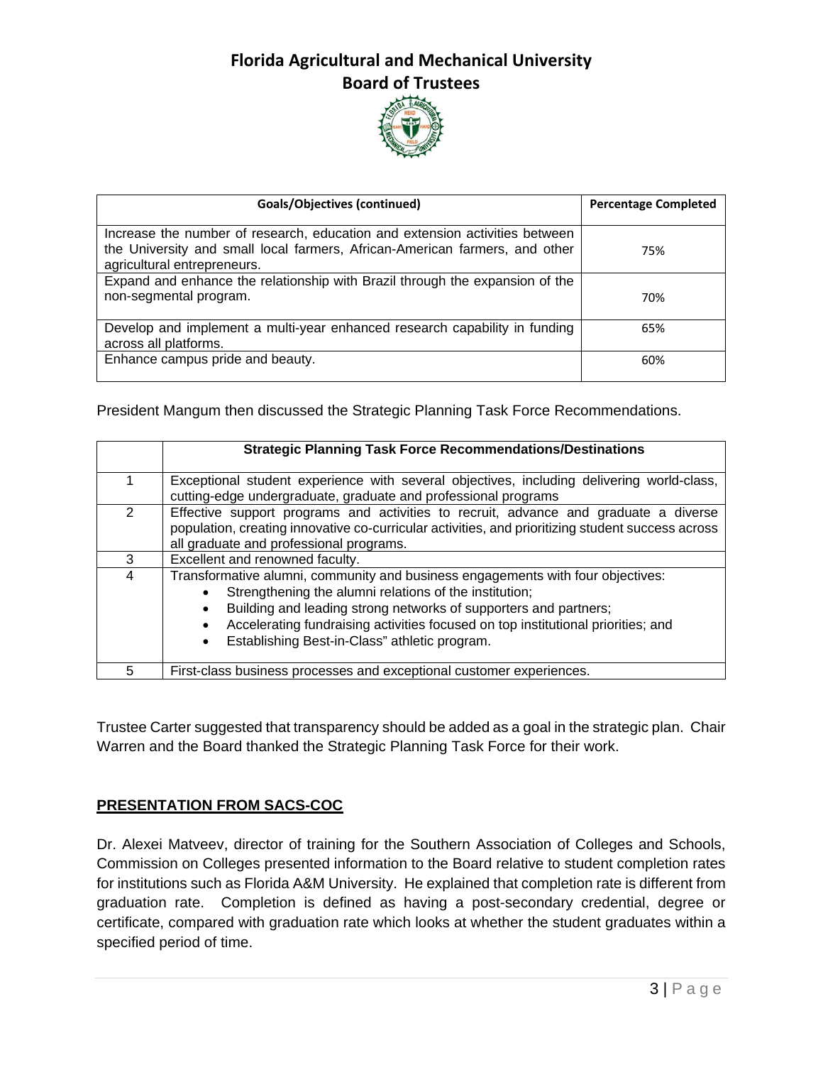# Florida Agricultural and Mechanical University
## Board of Trustees

| Goals/Objectives (continued) | Percentage Completed |
|---|---|
| Increase the number of research, education and extension activities between the University and small local farmers, African-American farmers, and other agricultural entrepreneurs. | 75% |
| Expand and enhance the relationship with Brazil through the expansion of the non-segmental program. | 70% |
| Develop and implement a multi-year enhanced research capability in funding across all platforms. | 65% |
| Enhance campus pride and beauty. | 60% |

President Mangum then discussed the Strategic Planning Task Force Recommendations.

| | Strategic Planning Task Force Recommendations/Destinations |
|---|---|
| 1 | Exceptional student experience with several objectives, including delivering world-class, cutting-edge undergraduate, graduate and professional programs |
| 2 | Effective support programs and activities to recruit, advance and graduate a diverse population, creating innovative co-curricular activities, and prioritizing student success across all graduate and professional programs. |
| 3 | Excellent and renowned faculty. |
| 4 | Transformative alumni, community and business engagements with four objectives: <br>• Strengthening the alumni relations of the institution; <br>• Building and leading strong networks of supporters and partners; <br>• Accelerating fundraising activities focused on top institutional priorities; and <br>• Establishing Best-in-Class" athletic program. |
| 5 | First-class business processes and exceptional customer experiences. |

Trustee Carter suggested that transparency should be added as a goal in the strategic plan. Chair Warren and the Board thanked the Strategic Planning Task Force for their work.

**PRESENTATION FROM SACS-COC**

Dr. Alexei Matveev, director of training for the Southern Association of Colleges and Schools, Commission on Colleges presented information to the Board relative to student completion rates for institutions such as Florida A&M University. He explained that completion rate is different from graduation rate. Completion is defined as having a post-secondary credential, degree or certificate, compared with graduation rate which looks at whether the student graduates within a specified period of time.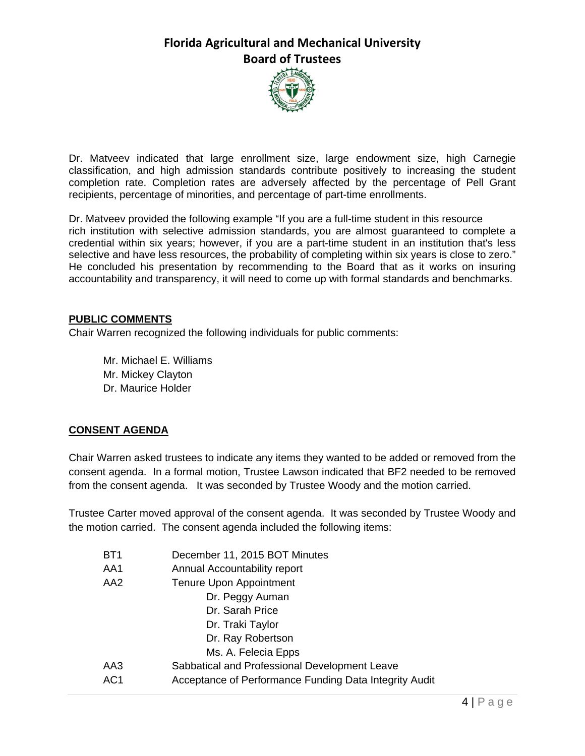Dr. Matveev indicated that large enrollment size, large endowment size, high Carnegie classification, and high admission standards contribute positively to increasing the student completion rate. Completion rates are adversely affected by the percentage of Pell Grant recipients, percentage of minorities, and percentage of part-time enrollments.

Dr. Matveev provided the following example "If you are a full-time student in this resource rich institution with selective admission standards, you are almost guaranteed to complete a credential within six years; however, if you are a part-time student in an institution that's less selective and have less resources, the probability of completing within six years is close to zero." He concluded his presentation by recommending to the Board that as it works on insuring accountability and transparency, it will need to come up with formal standards and benchmarks.

**PUBLIC COMMENTS**

Chair Warren recognized the following individuals for public comments:

Mr. Michael E. Williams
Mr. Mickey Clayton
Dr. Maurice Holder

**CONSENT AGENDA**

Chair Warren asked trustees to indicate any items they wanted to be added or removed from the consent agenda. In a formal motion, Trustee Lawson indicated that BF2 needed to be removed from the consent agenda. It was seconded by Trustee Woody and the motion carried.

Trustee Carter moved approval of the consent agenda. It was seconded by Trustee Woody and the motion carried. The consent agenda included the following items:

| | |
|---|---|
| BT1 | December 11, 2015 BOT Minutes |
| AA1 | Annual Accountability report |
| AA2 | Tenure Upon Appointment |
| | Dr. Peggy Auman |
| | Dr. Sarah Price |
| | Dr. Traki Taylor |
| | Dr. Ray Robertson |
| | Ms. A. Felecia Epps |
| AA3 | Sabbatical and Professional Development Leave |
| AC1 | Acceptance of Performance Funding Data Integrity Audit |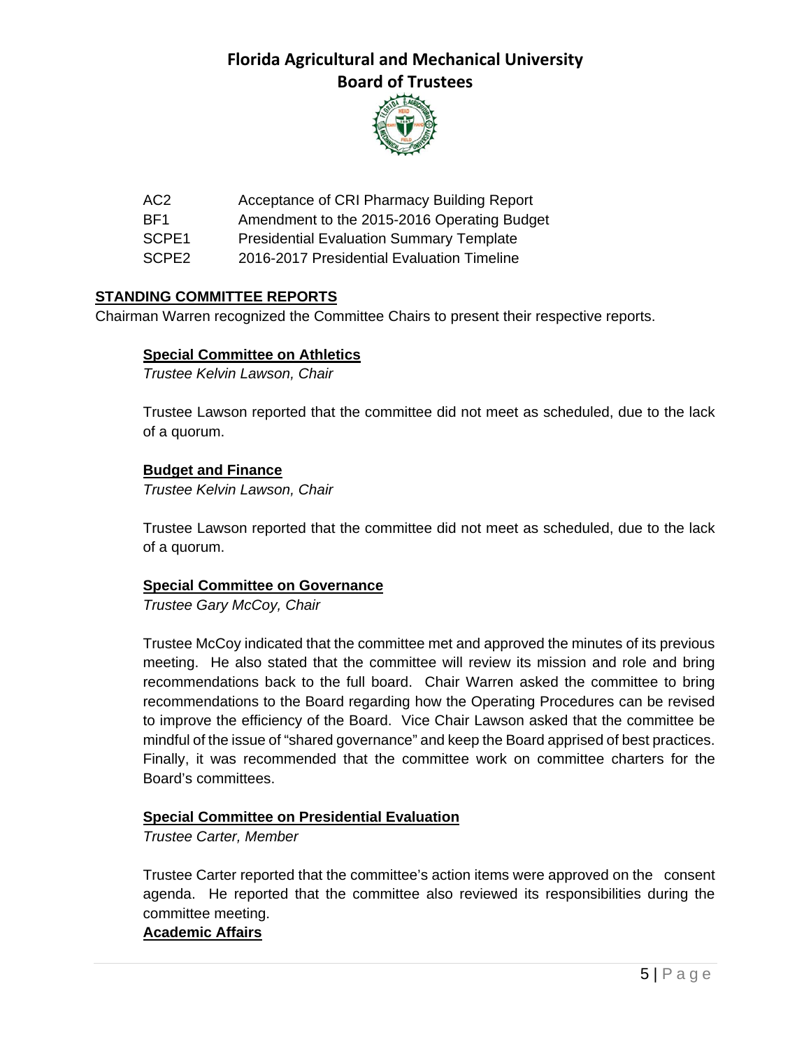| | |
|---|---|
| AC2 | Acceptance of CRI Pharmacy Building Report |
| BF1 | Amendment to the 2015-2016 Operating Budget |
| SCPE1 | Presidential Evaluation Summary Template |
| SCPE2 | 2016-2017 Presidential Evaluation Timeline |

## STANDING COMMITTEE REPORTS

Chairman Warren recognized the Committee Chairs to present their respective reports.

### Special Committee on Athletics

*Trustee Kelvin Lawson, Chair*

Trustee Lawson reported that the committee did not meet as scheduled, due to the lack of a quorum.

### Budget and Finance

*Trustee Kelvin Lawson, Chair*

Trustee Lawson reported that the committee did not meet as scheduled, due to the lack of a quorum.

### Special Committee on Governance

*Trustee Gary McCoy, Chair*

Trustee McCoy indicated that the committee met and approved the minutes of its previous meeting. He also stated that the committee will review its mission and role and bring recommendations back to the full board. Chair Warren asked the committee to bring recommendations to the Board regarding how the Operating Procedures can be revised to improve the efficiency of the Board. Vice Chair Lawson asked that the committee be mindful of the issue of "shared governance" and keep the Board apprised of best practices. Finally, it was recommended that the committee work on committee charters for the Board's committees.

### Special Committee on Presidential Evaluation

*Trustee Carter, Member*

Trustee Carter reported that the committee's action items were approved on the consent agenda. He reported that the committee also reviewed its responsibilities during the committee meeting.

### Academic Affairs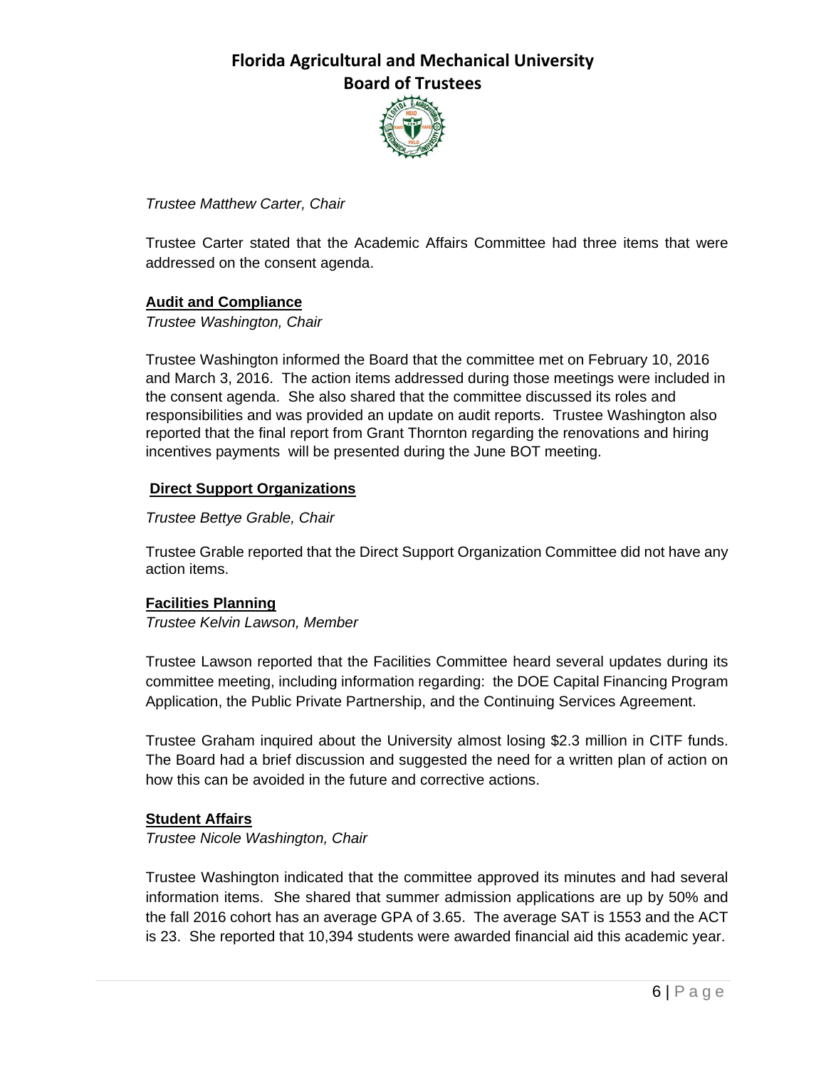*Trustee Matthew Carter, Chair*

Trustee Carter stated that the Academic Affairs Committee had three items that were addressed on the consent agenda.

**Audit and Compliance**

*Trustee Washington, Chair*

Trustee Washington informed the Board that the committee met on February 10, 2016 and March 3, 2016. The action items addressed during those meetings were included in the consent agenda. She also shared that the committee discussed its roles and responsibilities and was provided an update on audit reports. Trustee Washington also reported that the final report from Grant Thornton regarding the renovations and hiring incentives payments will be presented during the June BOT meeting.

**Direct Support Organizations**

*Trustee Bettye Grable, Chair*

Trustee Grable reported that the Direct Support Organization Committee did not have any action items.

**Facilities Planning**

*Trustee Kelvin Lawson, Member*

Trustee Lawson reported that the Facilities Committee heard several updates during its committee meeting, including information regarding: the DOE Capital Financing Program Application, the Public Private Partnership, and the Continuing Services Agreement.

Trustee Graham inquired about the University almost losing $2.3 million in CITF funds. The Board had a brief discussion and suggested the need for a written plan of action on how this can be avoided in the future and corrective actions.

**Student Affairs**

*Trustee Nicole Washington, Chair*

Trustee Washington indicated that the committee approved its minutes and had several information items. She shared that summer admission applications are up by 50% and the fall 2016 cohort has an average GPA of 3.65. The average SAT is 1553 and the ACT is 23. She reported that 10,394 students were awarded financial aid this academic year.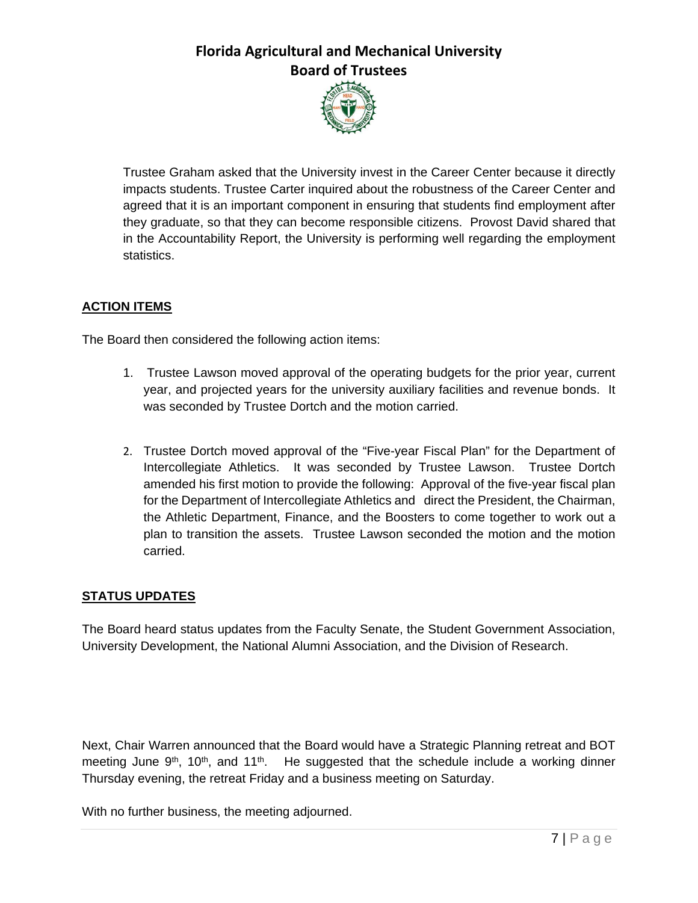Trustee Graham asked that the University invest in the Career Center because it directly impacts students. Trustee Carter inquired about the robustness of the Career Center and agreed that it is an important component in ensuring that students find employment after they graduate, so that they can become responsible citizens. Provost David shared that in the Accountability Report, the University is performing well regarding the employment statistics.

## ACTION ITEMS

The Board then considered the following action items:

1. Trustee Lawson moved approval of the operating budgets for the prior year, current year, and projected years for the university auxiliary facilities and revenue bonds. It was seconded by Trustee Dortch and the motion carried.

2. Trustee Dortch moved approval of the "Five-year Fiscal Plan" for the Department of Intercollegiate Athletics. It was seconded by Trustee Lawson. Trustee Dortch amended his first motion to provide the following: Approval of the five-year fiscal plan for the Department of Intercollegiate Athletics and direct the President, the Chairman, the Athletic Department, Finance, and the Boosters to come together to work out a plan to transition the assets. Trustee Lawson seconded the motion and the motion carried.

## STATUS UPDATES

The Board heard status updates from the Faculty Senate, the Student Government Association, University Development, the National Alumni Association, and the Division of Research.

Next, Chair Warren announced that the Board would have a Strategic Planning retreat and BOT meeting June 9th, 10th, and 11th. He suggested that the schedule include a working dinner Thursday evening, the retreat Friday and a business meeting on Saturday.

With no further business, the meeting adjourned.